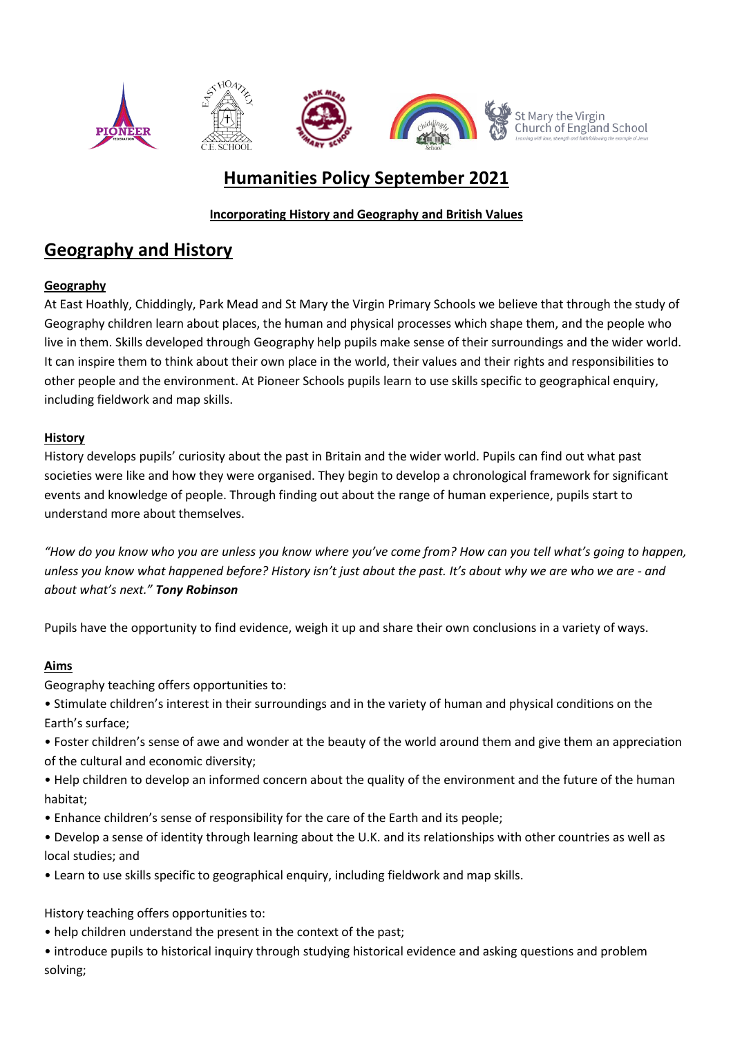# Humanities Policy September 2021

**Incorporating History and Geography and British Values**

## Geography and History

### Geography

At East Hoathly, Chiddingly, Park Mead and St Mary the Virgin Primary Schools we believe that through the study of Geography children learn about places, the human and physical processes which shape them, and the people who live in them. Skills developed through Geography help pupils make sense of their surroundings and the wider world. It can inspire them to think about their own place in the world, their values and their rights and responsibilities to other people and the environment. At Pioneer Schools pupils learn to use skills specific to geographical enquiry, including fieldwork and map skills.

### History

History develops pupils' curiosity about the past in Britain and the wider world. Pupils can find out what past societies were like and how they were organised. They begin to develop a chronological framework for significant events and knowledge of people. Through finding out about the range of human experience, pupils start to understand more about themselves.

*"How do you know who you are unless you know where you've come from? How can you tell what's going to happen, unless you know what happened before? History isn't just about the past. It's about why we are who we are - and about what's next."* ***Tony Robinson***

Pupils have the opportunity to find evidence, weigh it up and share their own conclusions in a variety of ways.

### Aims

Geography teaching offers opportunities to:

- Stimulate children's interest in their surroundings and in the variety of human and physical conditions on the Earth's surface;
- Foster children's sense of awe and wonder at the beauty of the world around them and give them an appreciation of the cultural and economic diversity;
- Help children to develop an informed concern about the quality of the environment and the future of the human habitat;
- Enhance children's sense of responsibility for the care of the Earth and its people;
- Develop a sense of identity through learning about the U.K. and its relationships with other countries as well as local studies; and
- Learn to use skills specific to geographical enquiry, including fieldwork and map skills.

History teaching offers opportunities to:

- help children understand the present in the context of the past;
- introduce pupils to historical inquiry through studying historical evidence and asking questions and problem solving;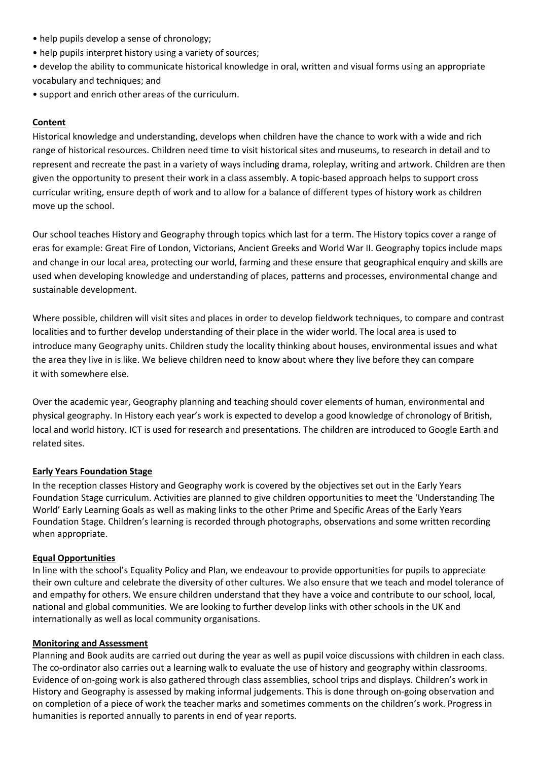- help pupils develop a sense of chronology;
- help pupils interpret history using a variety of sources;
- develop the ability to communicate historical knowledge in oral, written and visual forms using an appropriate vocabulary and techniques; and
- support and enrich other areas of the curriculum.

**Content**

Historical knowledge and understanding, develops when children have the chance to work with a wide and rich range of historical resources. Children need time to visit historical sites and museums, to research in detail and to represent and recreate the past in a variety of ways including drama, roleplay, writing and artwork. Children are then given the opportunity to present their work in a class assembly. A topic-based approach helps to support cross curricular writing, ensure depth of work and to allow for a balance of different types of history work as children move up the school.

Our school teaches History and Geography through topics which last for a term. The History topics cover a range of eras for example: Great Fire of London, Victorians, Ancient Greeks and World War II. Geography topics include maps and change in our local area, protecting our world, farming and these ensure that geographical enquiry and skills are used when developing knowledge and understanding of places, patterns and processes, environmental change and sustainable development.

Where possible, children will visit sites and places in order to develop fieldwork techniques, to compare and contrast localities and to further develop understanding of their place in the wider world. The local area is used to introduce many Geography units. Children study the locality thinking about houses, environmental issues and what the area they live in is like. We believe children need to know about where they live before they can compare it with somewhere else.

Over the academic year, Geography planning and teaching should cover elements of human, environmental and physical geography. In History each year's work is expected to develop a good knowledge of chronology of British, local and world history. ICT is used for research and presentations. The children are introduced to Google Earth and related sites.

**Early Years Foundation Stage**

In the reception classes History and Geography work is covered by the objectives set out in the Early Years Foundation Stage curriculum. Activities are planned to give children opportunities to meet the 'Understanding The World' Early Learning Goals as well as making links to the other Prime and Specific Areas of the Early Years Foundation Stage. Children's learning is recorded through photographs, observations and some written recording when appropriate.

**Equal Opportunities**

In line with the school's Equality Policy and Plan, we endeavour to provide opportunities for pupils to appreciate their own culture and celebrate the diversity of other cultures. We also ensure that we teach and model tolerance of and empathy for others. We ensure children understand that they have a voice and contribute to our school, local, national and global communities. We are looking to further develop links with other schools in the UK and internationally as well as local community organisations.

**Monitoring and Assessment**

Planning and Book audits are carried out during the year as well as pupil voice discussions with children in each class. The co-ordinator also carries out a learning walk to evaluate the use of history and geography within classrooms. Evidence of on-going work is also gathered through class assemblies, school trips and displays. Children's work in History and Geography is assessed by making informal judgements. This is done through on-going observation and on completion of a piece of work the teacher marks and sometimes comments on the children's work. Progress in humanities is reported annually to parents in end of year reports.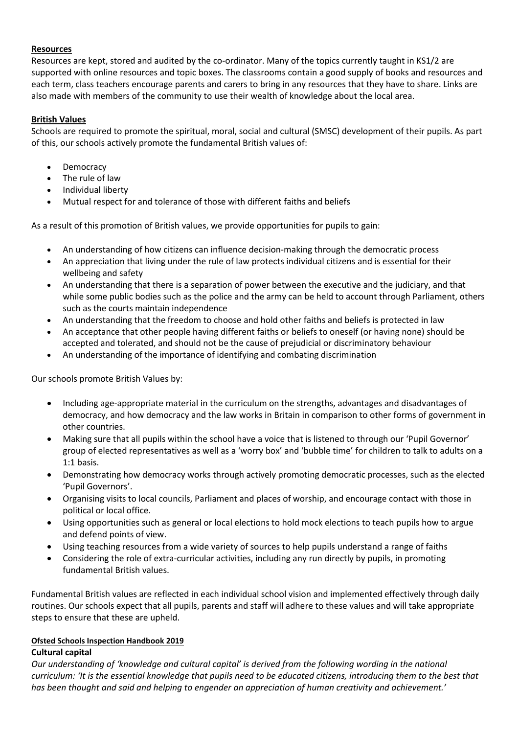**Resources**

Resources are kept, stored and audited by the co-ordinator. Many of the topics currently taught in KS1/2 are supported with online resources and topic boxes. The classrooms contain a good supply of books and resources and each term, class teachers encourage parents and carers to bring in any resources that they have to share. Links are also made with members of the community to use their wealth of knowledge about the local area.

**British Values**

Schools are required to promote the spiritual, moral, social and cultural (SMSC) development of their pupils. As part of this, our schools actively promote the fundamental British values of:

- Democracy
- The rule of law
- Individual liberty
- Mutual respect for and tolerance of those with different faiths and beliefs

As a result of this promotion of British values, we provide opportunities for pupils to gain:

- An understanding of how citizens can influence decision-making through the democratic process
- An appreciation that living under the rule of law protects individual citizens and is essential for their wellbeing and safety
- An understanding that there is a separation of power between the executive and the judiciary, and that while some public bodies such as the police and the army can be held to account through Parliament, others such as the courts maintain independence
- An understanding that the freedom to choose and hold other faiths and beliefs is protected in law
- An acceptance that other people having different faiths or beliefs to oneself (or having none) should be accepted and tolerated, and should not be the cause of prejudicial or discriminatory behaviour
- An understanding of the importance of identifying and combating discrimination

Our schools promote British Values by:

- Including age-appropriate material in the curriculum on the strengths, advantages and disadvantages of democracy, and how democracy and the law works in Britain in comparison to other forms of government in other countries.
- Making sure that all pupils within the school have a voice that is listened to through our 'Pupil Governor' group of elected representatives as well as a 'worry box' and 'bubble time' for children to talk to adults on a 1:1 basis.
- Demonstrating how democracy works through actively promoting democratic processes, such as the elected 'Pupil Governors'.
- Organising visits to local councils, Parliament and places of worship, and encourage contact with those in political or local office.
- Using opportunities such as general or local elections to hold mock elections to teach pupils how to argue and defend points of view.
- Using teaching resources from a wide variety of sources to help pupils understand a range of faiths
- Considering the role of extra-curricular activities, including any run directly by pupils, in promoting fundamental British values.

Fundamental British values are reflected in each individual school vision and implemented effectively through daily routines. Our schools expect that all pupils, parents and staff will adhere to these values and will take appropriate steps to ensure that these are upheld.

**Ofsted Schools Inspection Handbook 2019**

**Cultural capital**

*Our understanding of 'knowledge and cultural capital' is derived from the following wording in the national curriculum: 'It is the essential knowledge that pupils need to be educated citizens, introducing them to the best that has been thought and said and helping to engender an appreciation of human creativity and achievement.'*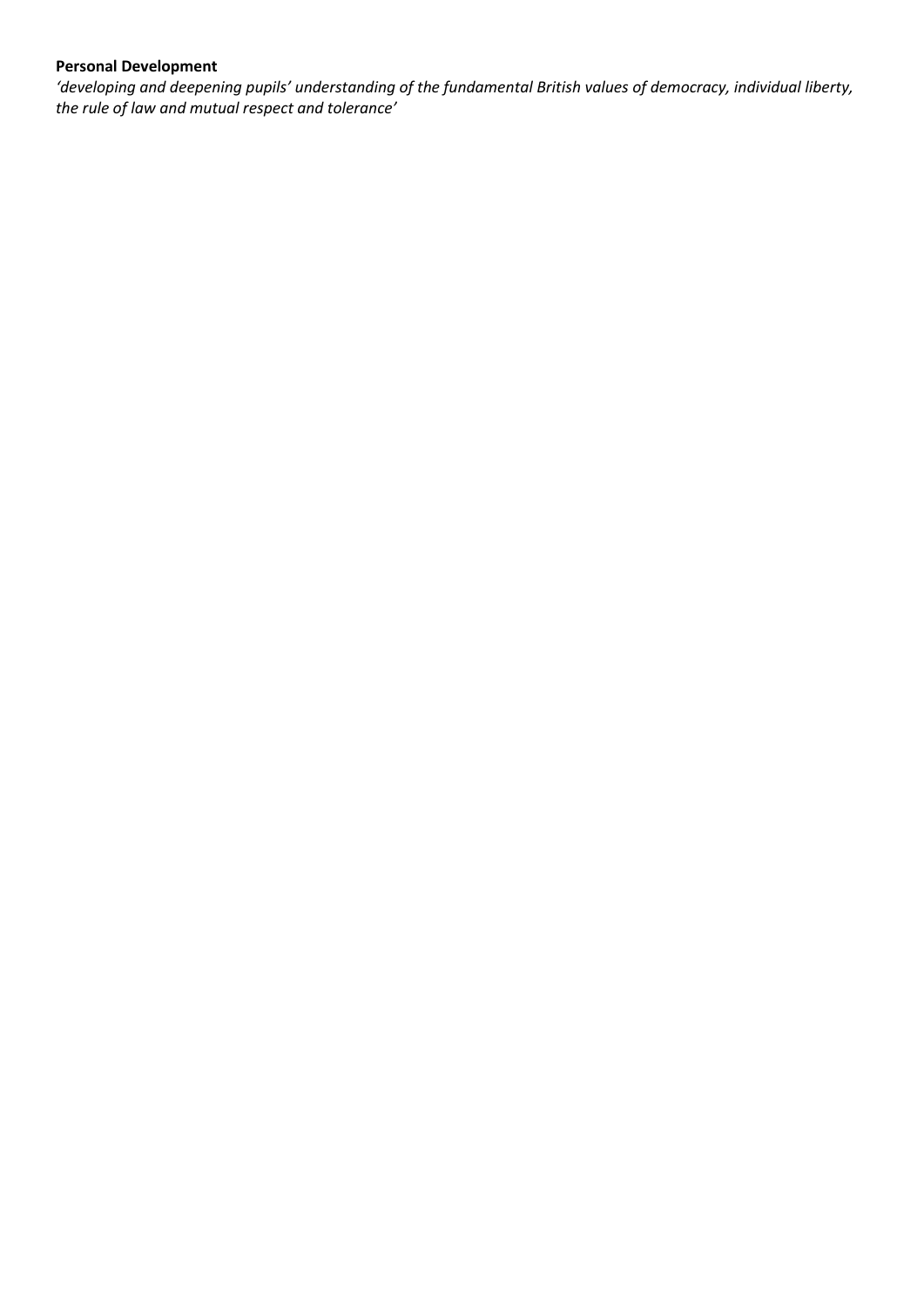**Personal Development**

*'developing and deepening pupils' understanding of the fundamental British values of democracy, individual liberty, the rule of law and mutual respect and tolerance'*